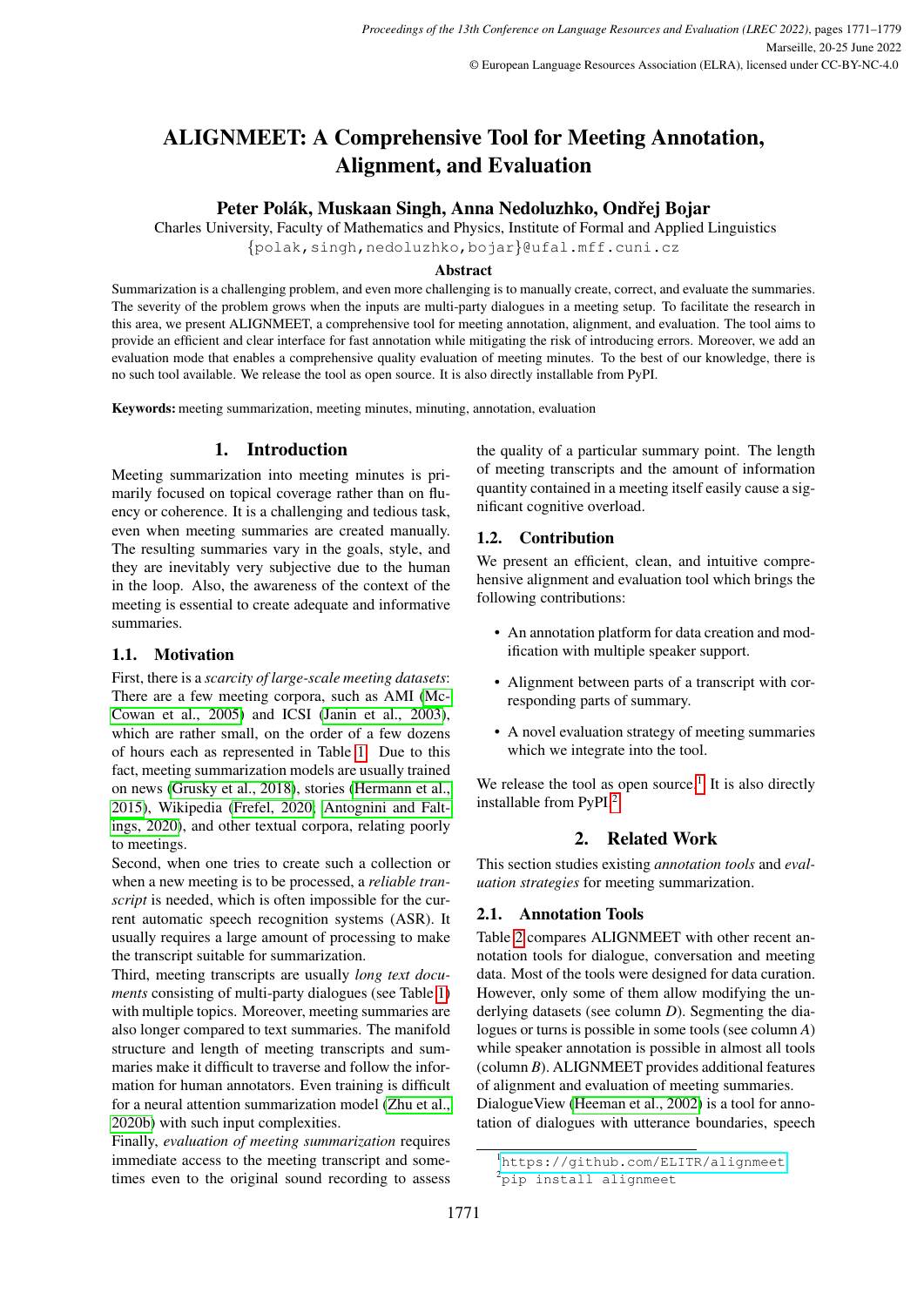# ALIGNMEET: A Comprehensive Tool for Meeting Annotation, Alignment, and Evaluation

**Peter Polák, Muskaan Singh, Anna Nedoluzhko, Ondřej Bojar**

Charles University, Faculty of Mathematics and Physics, Institute of Formal and Applied Linguistics
{polak,singh,nedoluzhko,bojar}@ufal.mff.cuni.cz

## Abstract

Summarization is a challenging problem, and even more challenging is to manually create, correct, and evaluate the summaries. The severity of the problem grows when the inputs are multi-party dialogues in a meeting setup. To facilitate the research in this area, we present ALIGNMEET, a comprehensive tool for meeting annotation, alignment, and evaluation. The tool aims to provide an efficient and clear interface for fast annotation while mitigating the risk of introducing errors. Moreover, we add an evaluation mode that enables a comprehensive quality evaluation of meeting minutes. To the best of our knowledge, there is no such tool available. We release the tool as open source. It is also directly installable from PyPI.

**Keywords:** meeting summarization, meeting minutes, minuting, annotation, evaluation

## 1. Introduction

Meeting summarization into meeting minutes is primarily focused on topical coverage rather than on fluency or coherence. It is a challenging and tedious task, even when meeting summaries are created manually. The resulting summaries vary in the goals, style, and they are inevitably very subjective due to the human in the loop. Also, the awareness of the context of the meeting is essential to create adequate and informative summaries.

### 1.1. Motivation

First, there is a *scarcity of large-scale meeting datasets*: There are a few meeting corpora, such as AMI (McCowan et al., 2005) and ICSI (Janin et al., 2003), which are rather small, on the order of a few dozens of hours each as represented in Table 1. Due to this fact, meeting summarization models are usually trained on news (Grusky et al., 2018), stories (Hermann et al., 2015), Wikipedia (Frefel, 2020; Antognini and Faltings, 2020), and other textual corpora, relating poorly to meetings.

Second, when one tries to create such a collection or when a new meeting is to be processed, a *reliable transcript* is needed, which is often impossible for the current automatic speech recognition systems (ASR). It usually requires a large amount of processing to make the transcript suitable for summarization.

Third, meeting transcripts are usually *long text documents* consisting of multi-party dialogues (see Table 1) with multiple topics. Moreover, meeting summaries are also longer compared to text summaries. The manifold structure and length of meeting transcripts and summaries make it difficult to traverse and follow the information for human annotators. Even training is difficult for a neural attention summarization model (Zhu et al., 2020b) with such input complexities.

Finally, *evaluation of meeting summarization* requires immediate access to the meeting transcript and sometimes even to the original sound recording to assess the quality of a particular summary point. The length of meeting transcripts and the amount of information quantity contained in a meeting itself easily cause a significant cognitive overload.

### 1.2. Contribution

We present an efficient, clean, and intuitive comprehensive alignment and evaluation tool which brings the following contributions:

- An annotation platform for data creation and modification with multiple speaker support.
- Alignment between parts of a transcript with corresponding parts of summary.
- A novel evaluation strategy of meeting summaries which we integrate into the tool.

We release the tool as open source.[1] It is also directly installable from PyPI.[2]

## 2. Related Work

This section studies existing *annotation tools* and *evaluation strategies* for meeting summarization.

### 2.1. Annotation Tools

Table 2 compares ALIGNMEET with other recent annotation tools for dialogue, conversation and meeting data. Most of the tools were designed for data curation. However, only some of them allow modifying the underlying datasets (see column *D*). Segmenting the dialogues or turns is possible in some tools (see column *A*) while speaker annotation is possible in almost all tools (column *B*). ALIGNMEET provides additional features of alignment and evaluation of meeting summaries.

DialogueView (Heeman et al., 2002) is a tool for annotation of dialogues with utterance boundaries, speech

[1] https://github.com/ELITR/alignmeet

[2] pip install alignmeet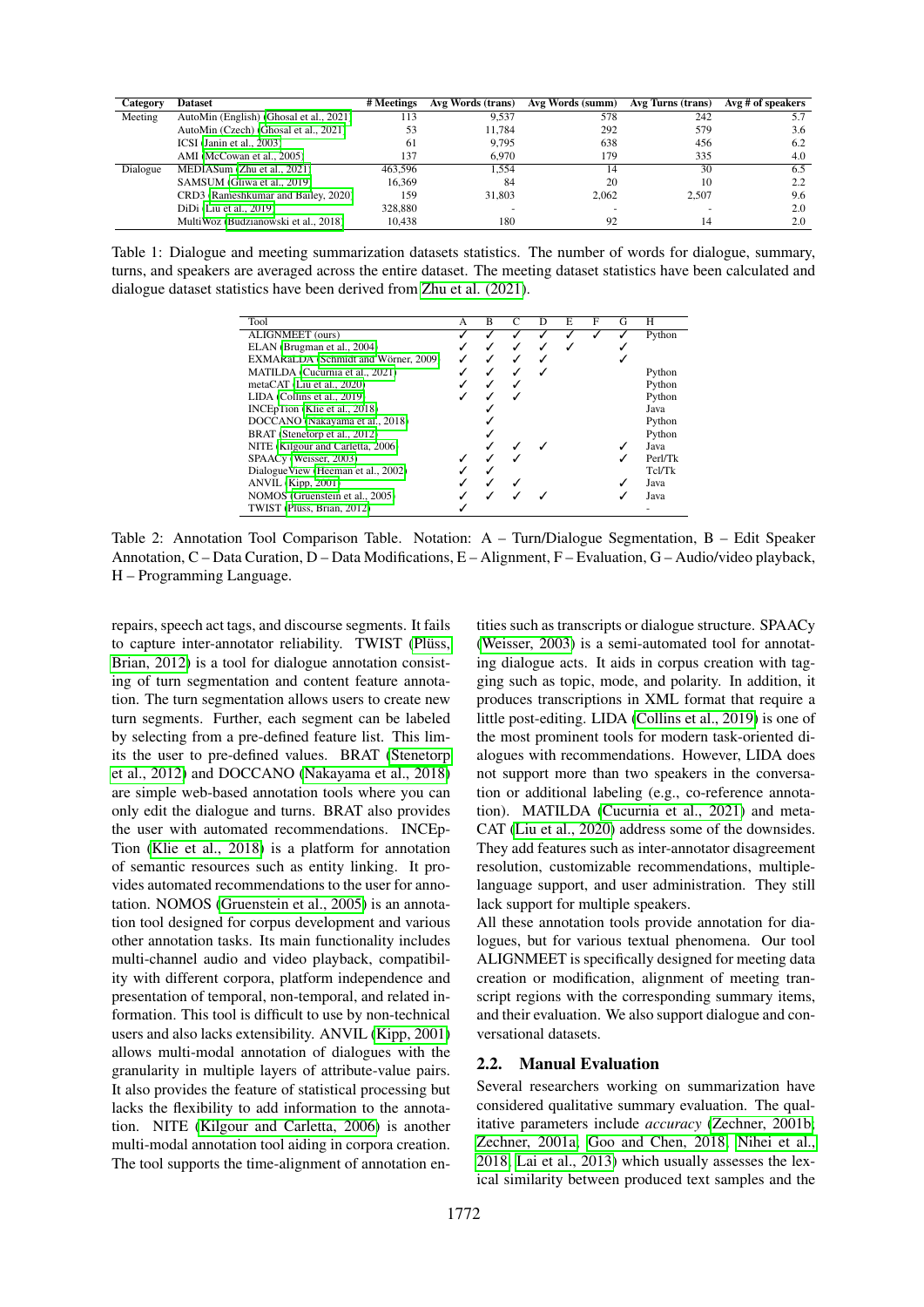| Category | Dataset | # Meetings | Avg Words (trans) | Avg Words (summ) | Avg Turns (trans) | Avg # of speakers |
|---|---|---|---|---|---|---|
| Meeting | AutoMin (English) (Ghosal et al., 2021) | 113 | 9,537 | 578 | 242 | 5.7 |
| | AutoMin (Czech) (Ghosal et al., 2021) | 53 | 11,784 | 292 | 579 | 3.6 |
| | ICSI (Janin et al., 2003) | 61 | 9,795 | 638 | 456 | 6.2 |
| | AMI (McCowan et al., 2005) | 137 | 6,970 | 179 | 335 | 4.0 |
| Dialogue | MEDIASum (Zhu et al., 2021) | 463,596 | 1,554 | 14 | 30 | 6.5 |
| | SAMSUM (Gliwa et al., 2019) | 16,369 | 84 | 20 | 10 | 2.2 |
| | CRD3 (Rameshkumar and Bailey, 2020) | 159 | 31,803 | 2,062 | 2,507 | 9.6 |
| | DiDi (Liu et al., 2019) | 328,880 | - | - | - | 2.0 |
| | MultiWoz (Budzianowski et al., 2018) | 10,438 | 180 | 92 | 14 | 2.0 |

Table 1: Dialogue and meeting summarization datasets statistics. The number of words for dialogue, summary, turns, and speakers are averaged across the entire dataset. The meeting dataset statistics have been calculated and dialogue dataset statistics have been derived from Zhu et al. (2021).

| Tool | A | B | C | D | E | F | G | H |
|---|---|---|---|---|---|---|---|---|
| ALIGNMEET (ours) | ✓ | ✓ | ✓ | ✓ | ✓ | ✓ | ✓ | Python |
| ELAN (Brugman et al., 2004) | ✓ | ✓ | ✓ | ✓ | ✓ | | ✓ | |
| EXMARaLDA (Schmidt and Wörner, 2009) | ✓ | ✓ | ✓ | ✓ | | | ✓ | |
| MATILDA (Cucurnia et al., 2021) | ✓ | ✓ | ✓ | ✓ | | | | Python |
| metaCAT (Liu et al., 2020) | ✓ | ✓ | ✓ | | | | | Python |
| LIDA (Collins et al., 2019) | ✓ | ✓ | ✓ | | | | | Python |
| INCEpTion (Klie et al., 2018) | | ✓ | | | | | | Java |
| DOCCANO (Nakayama et al., 2018) | | ✓ | | | | | | Python |
| BRAT (Stenetorp et al., 2012) | | ✓ | | | | | | Python |
| NITE (Kilgour and Carletta, 2006) | | ✓ | ✓ | ✓ | | | ✓ | Java |
| SPAACy (Weisser, 2003) | ✓ | ✓ | ✓ | | | | ✓ | Perl/Tk |
| DialogueView (Heeman et al., 2002) | ✓ | ✓ | | | | | | Tcl/Tk |
| ANVIL (Kipp, 2001) | ✓ | ✓ | ✓ | | | | ✓ | Java |
| NOMOS (Gruenstein et al., 2005) | ✓ | ✓ | ✓ | ✓ | | | ✓ | Java |
| TWIST (Plüss, Brian, 2012) | ✓ | | | | | | | - |

Table 2: Annotation Tool Comparison Table. Notation: A – Turn/Dialogue Segmentation, B – Edit Speaker Annotation, C – Data Curation, D – Data Modifications, E – Alignment, F – Evaluation, G – Audio/video playback, H – Programming Language.

repairs, speech act tags, and discourse segments. It fails to capture inter-annotator reliability. TWIST (Plüss, Brian, 2012) is a tool for dialogue annotation consisting of turn segmentation and content feature annotation. The turn segmentation allows users to create new turn segments. Further, each segment can be labeled by selecting from a pre-defined feature list. This limits the user to pre-defined values. BRAT (Stenetorp et al., 2012) and DOCCANO (Nakayama et al., 2018) are simple web-based annotation tools where you can only edit the dialogue and turns. BRAT also provides the user with automated recommendations. INCEpTion (Klie et al., 2018) is a platform for annotation of semantic resources such as entity linking. It provides automated recommendations to the user for annotation. NOMOS (Gruenstein et al., 2005) is an annotation tool designed for corpus development and various other annotation tasks. Its main functionality includes multi-channel audio and video playback, compatibility with different corpora, platform independence and presentation of temporal, non-temporal, and related information. This tool is difficult to use by non-technical users and also lacks extensibility. ANVIL (Kipp, 2001) allows multi-modal annotation of dialogues with the granularity in multiple layers of attribute-value pairs. It also provides the feature of statistical processing but lacks the flexibility to add information to the annotation. NITE (Kilgour and Carletta, 2006) is another multi-modal annotation tool aiding in corpora creation. The tool supports the time-alignment of annotation entities such as transcripts or dialogue structure. SPAACy (Weisser, 2003) is a semi-automated tool for annotating dialogue acts. It aids in corpus creation with tagging such as topic, mode, and polarity. In addition, it produces transcriptions in XML format that require a little post-editing. LIDA (Collins et al., 2019) is one of the most prominent tools for modern task-oriented dialogues with recommendations. However, LIDA does not support more than two speakers in the conversation or additional labeling (e.g., co-reference annotation). MATILDA (Cucurnia et al., 2021) and metaCAT (Liu et al., 2020) address some of the downsides. They add features such as inter-annotator disagreement resolution, customizable recommendations, multiple-language support, and user administration. They still lack support for multiple speakers.

All these annotation tools provide annotation for dialogues, but for various textual phenomena. Our tool ALIGNMEET is specifically designed for meeting data creation or modification, alignment of meeting transcript regions with the corresponding summary items, and their evaluation. We also support dialogue and conversational datasets.

## 2.2. Manual Evaluation

Several researchers working on summarization have considered qualitative summary evaluation. The qualitative parameters include *accuracy* (Zechner, 2001b; Zechner, 2001a; Goo and Chen, 2018; Nihei et al., 2018; Lai et al., 2013) which usually assesses the lexical similarity between produced text samples and the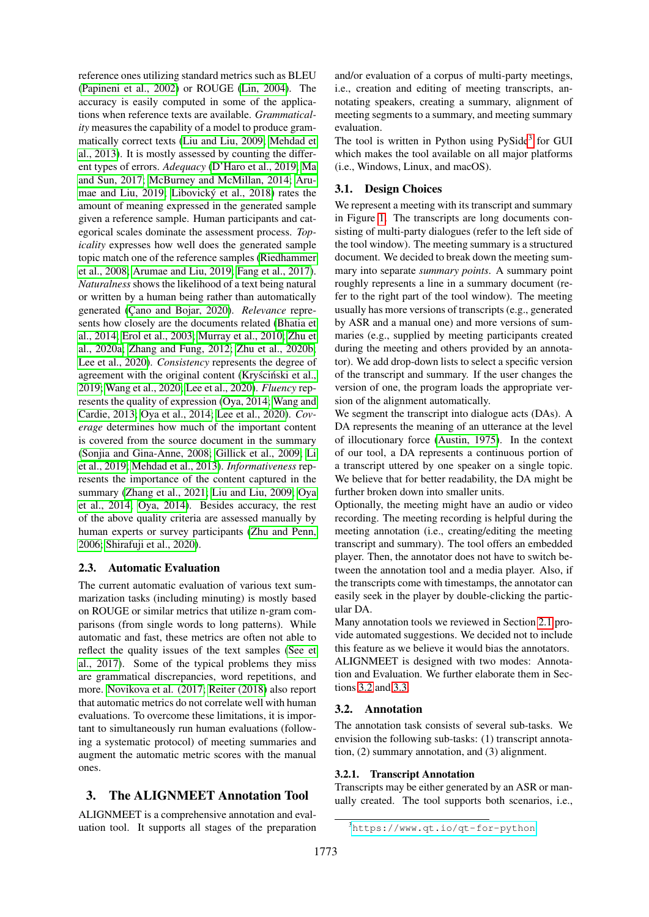reference ones utilizing standard metrics such as BLEU (Papineni et al., 2002) or ROUGE (Lin, 2004). The accuracy is easily computed in some of the applications when reference texts are available. *Grammaticality* measures the capability of a model to produce grammatically correct texts (Liu and Liu, 2009; Mehdad et al., 2013). It is mostly assessed by counting the different types of errors. *Adequacy* (D'Haro et al., 2019; Ma and Sun, 2017; McBurney and McMillan, 2014; Arumae and Liu, 2019; Libovický et al., 2018) rates the amount of meaning expressed in the generated sample given a reference sample. Human participants and categorical scales dominate the assessment process. *Topicality* expresses how well does the generated sample topic match one of the reference samples (Riedhammer et al., 2008; Arumae and Liu, 2019; Fang et al., 2017). *Naturalness* shows the likelihood of a text being natural or written by a human being rather than automatically generated (Çano and Bojar, 2020). *Relevance* represents how closely are the documents related (Bhatia et al., 2014; Erol et al., 2003; Murray et al., 2010; Zhu et al., 2020a; Zhang and Fung, 2012; Zhu et al., 2020b; Lee et al., 2020). *Consistency* represents the degree of agreement with the original content (Kryściński et al., 2019; Wang et al., 2020; Lee et al., 2020). *Fluency* represents the quality of expression (Oya, 2014; Wang and Cardie, 2013; Oya et al., 2014; Lee et al., 2020). *Coverage* determines how much of the important content is covered from the source document in the summary (Sonjia and Gina-Anne, 2008; Gillick et al., 2009; Li et al., 2019; Mehdad et al., 2013). *Informativeness* represents the importance of the content captured in the summary (Zhang et al., 2021; Liu and Liu, 2009; Oya et al., 2014; Oya, 2014). Besides accuracy, the rest of the above quality criteria are assessed manually by human experts or survey participants (Zhu and Penn, 2006; Shirafuji et al., 2020).

### 2.3. Automatic Evaluation

The current automatic evaluation of various text summarization tasks (including minuting) is mostly based on ROUGE or similar metrics that utilize n-gram comparisons (from single words to long patterns). While automatic and fast, these metrics are often not able to reflect the quality issues of the text samples (See et al., 2017). Some of the typical problems they miss are grammatical discrepancies, word repetitions, and more. Novikova et al. (2017); Reiter (2018) also report that automatic metrics do not correlate well with human evaluations. To overcome these limitations, it is important to simultaneously run human evaluations (following a systematic protocol) of meeting summaries and augment the automatic metric scores with the manual ones.

## 3. The ALIGNMEET Annotation Tool

ALIGNMEET is a comprehensive annotation and evaluation tool. It supports all stages of the preparation and/or evaluation of a corpus of multi-party meetings, i.e., creation and editing of meeting transcripts, annotating speakers, creating a summary, alignment of meeting segments to a summary, and meeting summary evaluation.

The tool is written in Python using PySide[3] for GUI which makes the tool available on all major platforms (i.e., Windows, Linux, and macOS).

### 3.1. Design Choices

We represent a meeting with its transcript and summary in Figure 1. The transcripts are long documents consisting of multi-party dialogues (refer to the left side of the tool window). The meeting summary is a structured document. We decided to break down the meeting summary into separate *summary points*. A summary point roughly represents a line in a summary document (refer to the right part of the tool window). The meeting usually has more versions of transcripts (e.g., generated by ASR and a manual one) and more versions of summaries (e.g., supplied by meeting participants created during the meeting and others provided by an annotator). We add drop-down lists to select a specific version of the transcript and summary. If the user changes the version of one, the program loads the appropriate version of the alignment automatically.

We segment the transcript into dialogue acts (DAs). A DA represents the meaning of an utterance at the level of illocutionary force (Austin, 1975). In the context of our tool, a DA represents a continuous portion of a transcript uttered by one speaker on a single topic. We believe that for better readability, the DA might be further broken down into smaller units.

Optionally, the meeting might have an audio or video recording. The meeting recording is helpful during the meeting annotation (i.e., creating/editing the meeting transcript and summary). The tool offers an embedded player. Then, the annotator does not have to switch between the annotation tool and a media player. Also, if the transcripts come with timestamps, the annotator can easily seek in the player by double-clicking the particular DA.

Many annotation tools we reviewed in Section 2.1 provide automated suggestions. We decided not to include this feature as we believe it would bias the annotators.

ALIGNMEET is designed with two modes: Annotation and Evaluation. We further elaborate them in Sections 3.2 and 3.3.

### 3.2. Annotation

The annotation task consists of several sub-tasks. We envision the following sub-tasks: (1) transcript annotation, (2) summary annotation, and (3) alignment.

#### 3.2.1. Transcript Annotation

Transcripts may be either generated by an ASR or manually created. The tool supports both scenarios, i.e.,

[3] https://www.qt.io/qt-for-python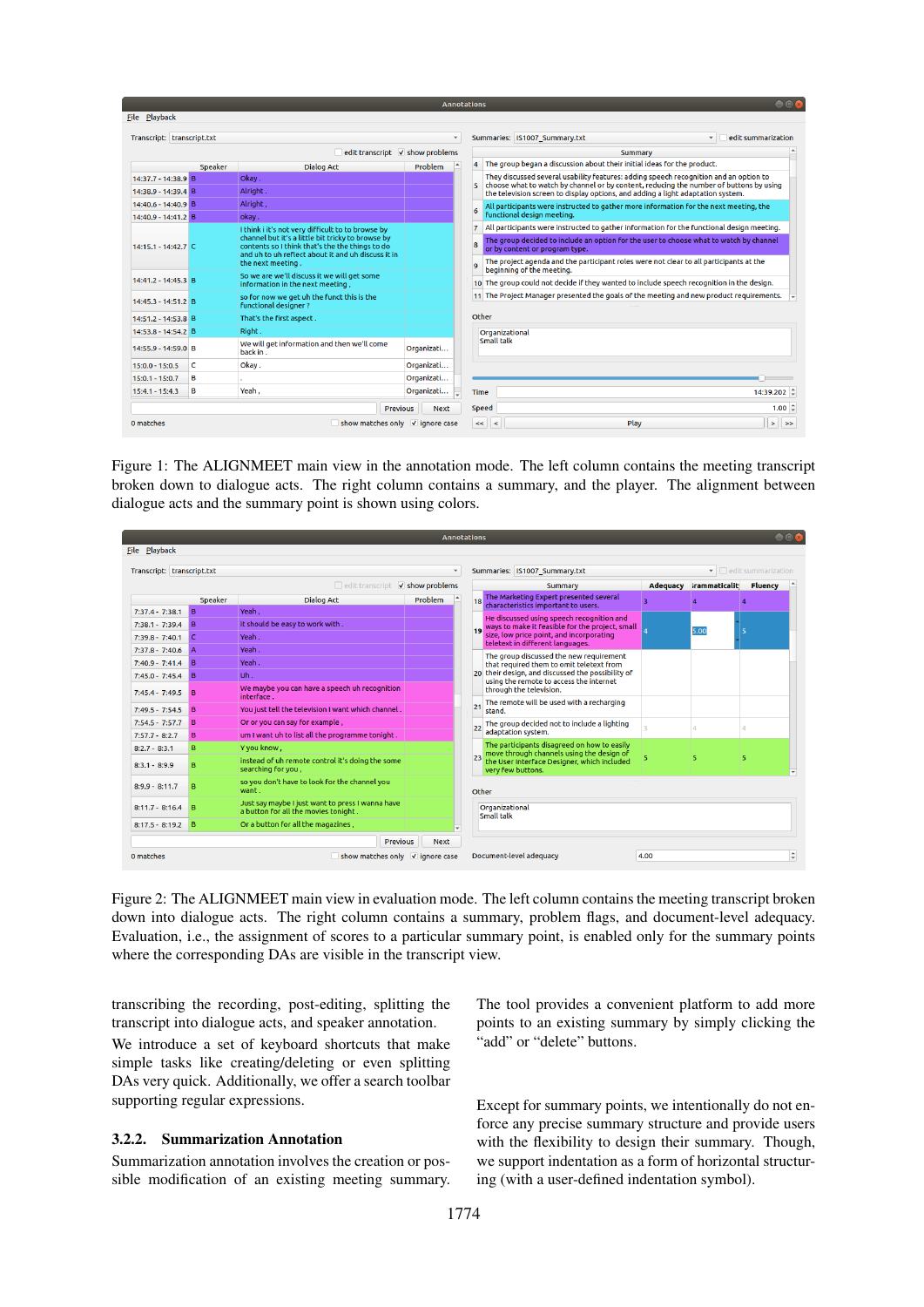Figure 1: The ALIGNMEET main view in the annotation mode. The left column contains the meeting transcript broken down to dialogue acts. The right column contains a summary, and the player. The alignment between dialogue acts and the summary point is shown using colors.

Figure 2: The ALIGNMEET main view in evaluation mode. The left column contains the meeting transcript broken down into dialogue acts. The right column contains a summary, problem flags, and document-level adequacy. Evaluation, i.e., the assignment of scores to a particular summary point, is enabled only for the summary points where the corresponding DAs are visible in the transcript view.

transcribing the recording, post-editing, splitting the transcript into dialogue acts, and speaker annotation.

We introduce a set of keyboard shortcuts that make simple tasks like creating/deleting or even splitting DAs very quick. Additionally, we offer a search toolbar supporting regular expressions.

### 3.2.2. Summarization Annotation

Summarization annotation involves the creation or possible modification of an existing meeting summary. The tool provides a convenient platform to add more points to an existing summary by simply clicking the "add" or "delete" buttons.

Except for summary points, we intentionally do not enforce any precise summary structure and provide users with the flexibility to design their summary. Though, we support indentation as a form of horizontal structuring (with a user-defined indentation symbol).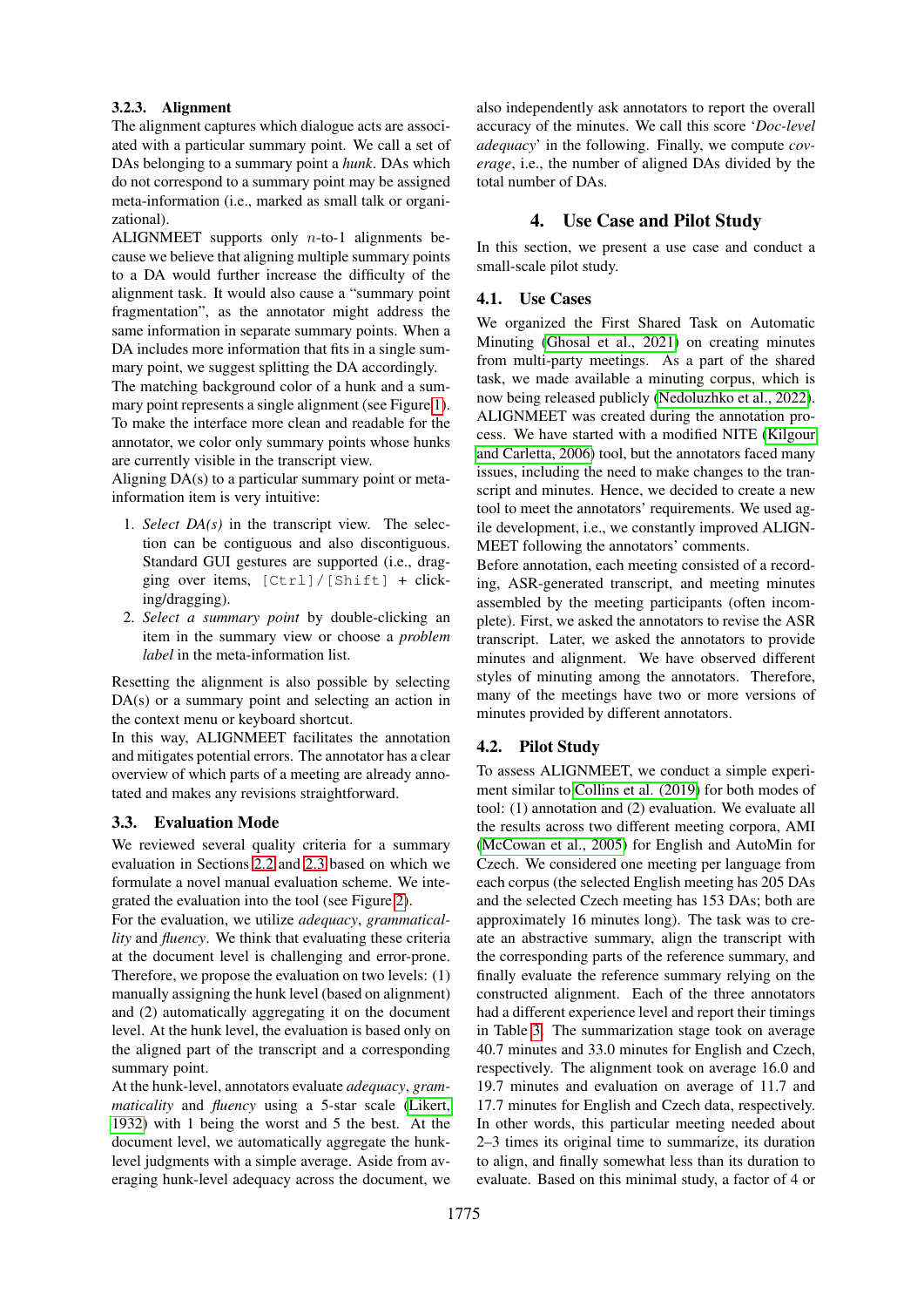#### 3.2.3. Alignment

The alignment captures which dialogue acts are associated with a particular summary point. We call a set of DAs belonging to a summary point a *hunk*. DAs which do not correspond to a summary point may be assigned meta-information (i.e., marked as small talk or organizational).

ALIGNMEET supports only $n$-to-1 alignments because we believe that aligning multiple summary points to a DA would further increase the difficulty of the alignment task. It would also cause a "summary point fragmentation", as the annotator might address the same information in separate summary points. When a DA includes more information that fits in a single summary point, we suggest splitting the DA accordingly.

The matching background color of a hunk and a summary point represents a single alignment (see Figure 1). To make the interface more clean and readable for the annotator, we color only summary points whose hunks are currently visible in the transcript view.

Aligning DA(s) to a particular summary point or meta-information item is very intuitive:

1. *Select DA(s)* in the transcript view. The selection can be contiguous and also discontiguous. Standard GUI gestures are supported (i.e., dragging over items, `[Ctrl]/[Shift]` + clicking/dragging).
2. *Select a summary point* by double-clicking an item in the summary view or choose a *problem label* in the meta-information list.

Resetting the alignment is also possible by selecting DA(s) or a summary point and selecting an action in the context menu or keyboard shortcut.

In this way, ALIGNMEET facilitates the annotation and mitigates potential errors. The annotator has a clear overview of which parts of a meeting are already annotated and makes any revisions straightforward.

### 3.3. Evaluation Mode

We reviewed several quality criteria for a summary evaluation in Sections 2.2 and 2.3 based on which we formulate a novel manual evaluation scheme. We integrated the evaluation into the tool (see Figure 2).

For the evaluation, we utilize *adequacy*, *grammaticallity* and *fluency*. We think that evaluating these criteria at the document level is challenging and error-prone. Therefore, we propose the evaluation on two levels: (1) manually assigning the hunk level (based on alignment) and (2) automatically aggregating it on the document level. At the hunk level, the evaluation is based only on the aligned part of the transcript and a corresponding summary point.

At the hunk-level, annotators evaluate *adequacy*, *grammaticality* and *fluency* using a 5-star scale (Likert, 1932) with 1 being the worst and 5 the best. At the document level, we automatically aggregate the hunk-level judgments with a simple average. Aside from averaging hunk-level adequacy across the document, we also independently ask annotators to report the overall accuracy of the minutes. We call this score '*Doc-level adequacy*' in the following. Finally, we compute *coverage*, i.e., the number of aligned DAs divided by the total number of DAs.

## 4. Use Case and Pilot Study

In this section, we present a use case and conduct a small-scale pilot study.

### 4.1. Use Cases

We organized the First Shared Task on Automatic Minuting (Ghosal et al., 2021) on creating minutes from multi-party meetings. As a part of the shared task, we made available a minuting corpus, which is now being released publicly (Nedoluzhko et al., 2022). ALIGNMEET was created during the annotation process. We have started with a modified NITE (Kilgour and Carletta, 2006) tool, but the annotators faced many issues, including the need to make changes to the transcript and minutes. Hence, we decided to create a new tool to meet the annotators' requirements. We used agile development, i.e., we constantly improved ALIGNMEET following the annotators' comments.

Before annotation, each meeting consisted of a recording, ASR-generated transcript, and meeting minutes assembled by the meeting participants (often incomplete). First, we asked the annotators to revise the ASR transcript. Later, we asked the annotators to provide minutes and alignment. We have observed different styles of minuting among the annotators. Therefore, many of the meetings have two or more versions of minutes provided by different annotators.

### 4.2. Pilot Study

To assess ALIGNMEET, we conduct a simple experiment similar to Collins et al. (2019) for both modes of tool: (1) annotation and (2) evaluation. We evaluate all the results across two different meeting corpora, AMI (McCowan et al., 2005) for English and AutoMin for Czech. We considered one meeting per language from each corpus (the selected English meeting has 205 DAs and the selected Czech meeting has 153 DAs; both are approximately 16 minutes long). The task was to create an abstractive summary, align the transcript with the corresponding parts of the reference summary, and finally evaluate the reference summary relying on the constructed alignment. Each of the three annotators had a different experience level and report their timings in Table 3. The summarization stage took on average 40.7 minutes and 33.0 minutes for English and Czech, respectively. The alignment took on average 16.0 and 19.7 minutes and evaluation on average of 11.7 and 17.7 minutes for English and Czech data, respectively. In other words, this particular meeting needed about 2–3 times its original time to summarize, its duration to align, and finally somewhat less than its duration to evaluate. Based on this minimal study, a factor of 4 or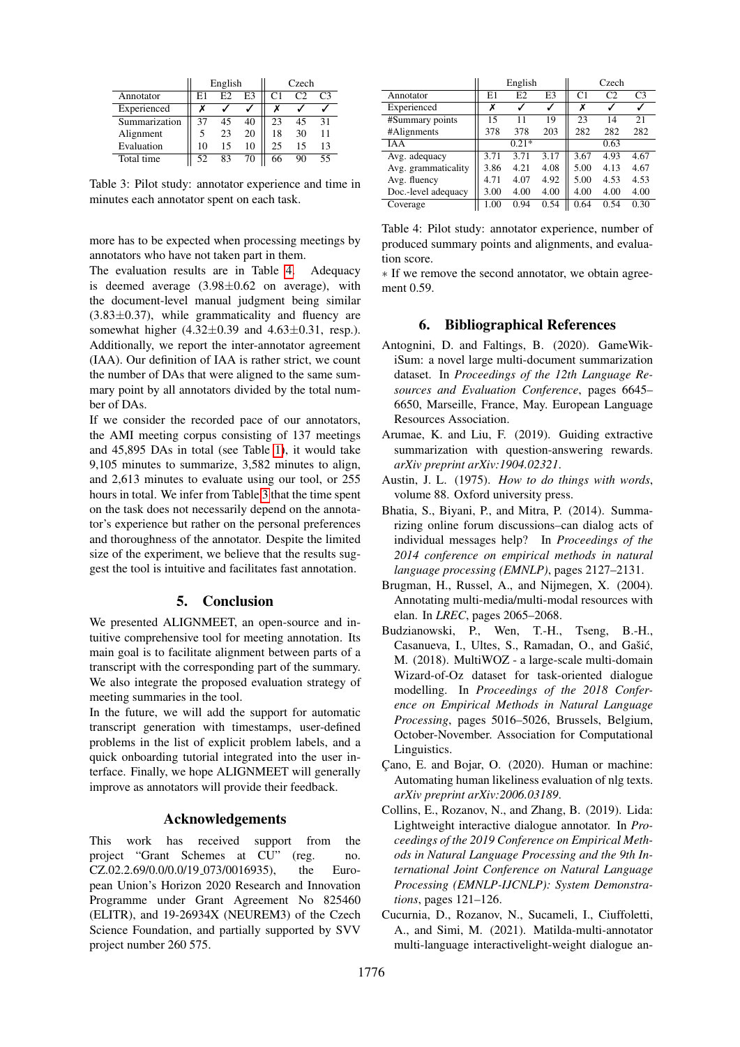| | English | | | Czech | | |
|---|---|---|---|---|---|---|
| Annotator | E1 | E2 | E3 | C1 | C2 | C3 |
| Experienced | ✗ | ✓ | ✓ | ✗ | ✓ | ✓ |
| Summarization | 37 | 45 | 40 | 23 | 45 | 31 |
| Alignment | 5 | 23 | 20 | 18 | 30 | 11 |
| Evaluation | 10 | 15 | 10 | 25 | 15 | 13 |
| Total time | 52 | 83 | 70 | 66 | 90 | 55 |

Table 3: Pilot study: annotator experience and time in minutes each annotator spent on each task.

more has to be expected when processing meetings by annotators who have not taken part in them.

The evaluation results are in Table 4. Adequacy is deemed average (3.98±0.62 on average), with the document-level manual judgment being similar (3.83±0.37), while grammaticality and fluency are somewhat higher (4.32±0.39 and 4.63±0.31, resp.). Additionally, we report the inter-annotator agreement (IAA). Our definition of IAA is rather strict, we count the number of DAs that were aligned to the same summary point by all annotators divided by the total number of DAs.

If we consider the recorded pace of our annotators, the AMI meeting corpus consisting of 137 meetings and 45,895 DAs in total (see Table 1), it would take 9,105 minutes to summarize, 3,582 minutes to align, and 2,613 minutes to evaluate using our tool, or 255 hours in total. We infer from Table 3 that the time spent on the task does not necessarily depend on the annotator's experience but rather on the personal preferences and thoroughness of the annotator. Despite the limited size of the experiment, we believe that the results suggest the tool is intuitive and facilitates fast annotation.

## 5. Conclusion

We presented ALIGNMEET, an open-source and intuitive comprehensive tool for meeting annotation. Its main goal is to facilitate alignment between parts of a transcript with the corresponding part of the summary. We also integrate the proposed evaluation strategy of meeting summaries in the tool.

In the future, we will add the support for automatic transcript generation with timestamps, user-defined problems in the list of explicit problem labels, and a quick onboarding tutorial integrated into the user interface. Finally, we hope ALIGNMEET will generally improve as annotators will provide their feedback.

## Acknowledgements

This work has received support from the project "Grant Schemes at CU" (reg. no. CZ.02.2.69/0.0/0.0/19_073/0016935), the European Union's Horizon 2020 Research and Innovation Programme under Grant Agreement No 825460 (ELITR), and 19-26934X (NEUREM3) of the Czech Science Foundation, and partially supported by SVV project number 260 575.

| | English | | | Czech | | |
|---|---|---|---|---|---|---|
| Annotator | E1 | E2 | E3 | C1 | C2 | C3 |
| Experienced | ✗ | ✓ | ✓ | ✗ | ✓ | ✓ |
| #Summary points | 15 | 11 | 19 | 23 | 14 | 21 |
| #Alignments | 378 | 378 | 203 | 282 | 282 | 282 |
| IAA | | 0.21* | | | 0.63 | |
| Avg. adequacy | 3.71 | 3.71 | 3.17 | 3.67 | 4.93 | 4.67 |
| Avg. grammaticality | 3.86 | 4.21 | 4.08 | 5.00 | 4.13 | 4.67 |
| Avg. fluency | 4.71 | 4.07 | 4.92 | 5.00 | 4.53 | 4.53 |
| Doc.-level adequacy | 3.00 | 4.00 | 4.00 | 4.00 | 4.00 | 4.00 |
| Coverage | 1.00 | 0.94 | 0.54 | 0.64 | 0.54 | 0.30 |

Table 4: Pilot study: annotator experience, number of produced summary points and alignments, and evaluation score.

∗ If we remove the second annotator, we obtain agreement 0.59.

## 6. Bibliographical References

Antognini, D. and Faltings, B. (2020). GameWikiSum: a novel large multi-document summarization dataset. In *Proceedings of the 12th Language Resources and Evaluation Conference*, pages 6645–6650, Marseille, France, May. European Language Resources Association.

Arumae, K. and Liu, F. (2019). Guiding extractive summarization with question-answering rewards. *arXiv preprint arXiv:1904.02321*.

Austin, J. L. (1975). *How to do things with words*, volume 88. Oxford university press.

Bhatia, S., Biyani, P., and Mitra, P. (2014). Summarizing online forum discussions–can dialog acts of individual messages help? In *Proceedings of the 2014 conference on empirical methods in natural language processing (EMNLP)*, pages 2127–2131.

Brugman, H., Russel, A., and Nijmegen, X. (2004). Annotating multi-media/multi-modal resources with elan. In *LREC*, pages 2065–2068.

Budzianowski, P., Wen, T.-H., Tseng, B.-H., Casanueva, I., Ultes, S., Ramadan, O., and Gašić, M. (2018). MultiWOZ - a large-scale multi-domain Wizard-of-Oz dataset for task-oriented dialogue modelling. In *Proceedings of the 2018 Conference on Empirical Methods in Natural Language Processing*, pages 5016–5026, Brussels, Belgium, October-November. Association for Computational Linguistics.

Çano, E. and Bojar, O. (2020). Human or machine: Automating human likeliness evaluation of nlg texts. *arXiv preprint arXiv:2006.03189*.

Collins, E., Rozanov, N., and Zhang, B. (2019). Lida: Lightweight interactive dialogue annotator. In *Proceedings of the 2019 Conference on Empirical Methods in Natural Language Processing and the 9th International Joint Conference on Natural Language Processing (EMNLP-IJCNLP): System Demonstrations*, pages 121–126.

Cucurnia, D., Rozanov, N., Sucameli, I., Ciuffoletti, A., and Simi, M. (2021). Matilda-multi-annotator multi-language interactivelight-weight dialogue an-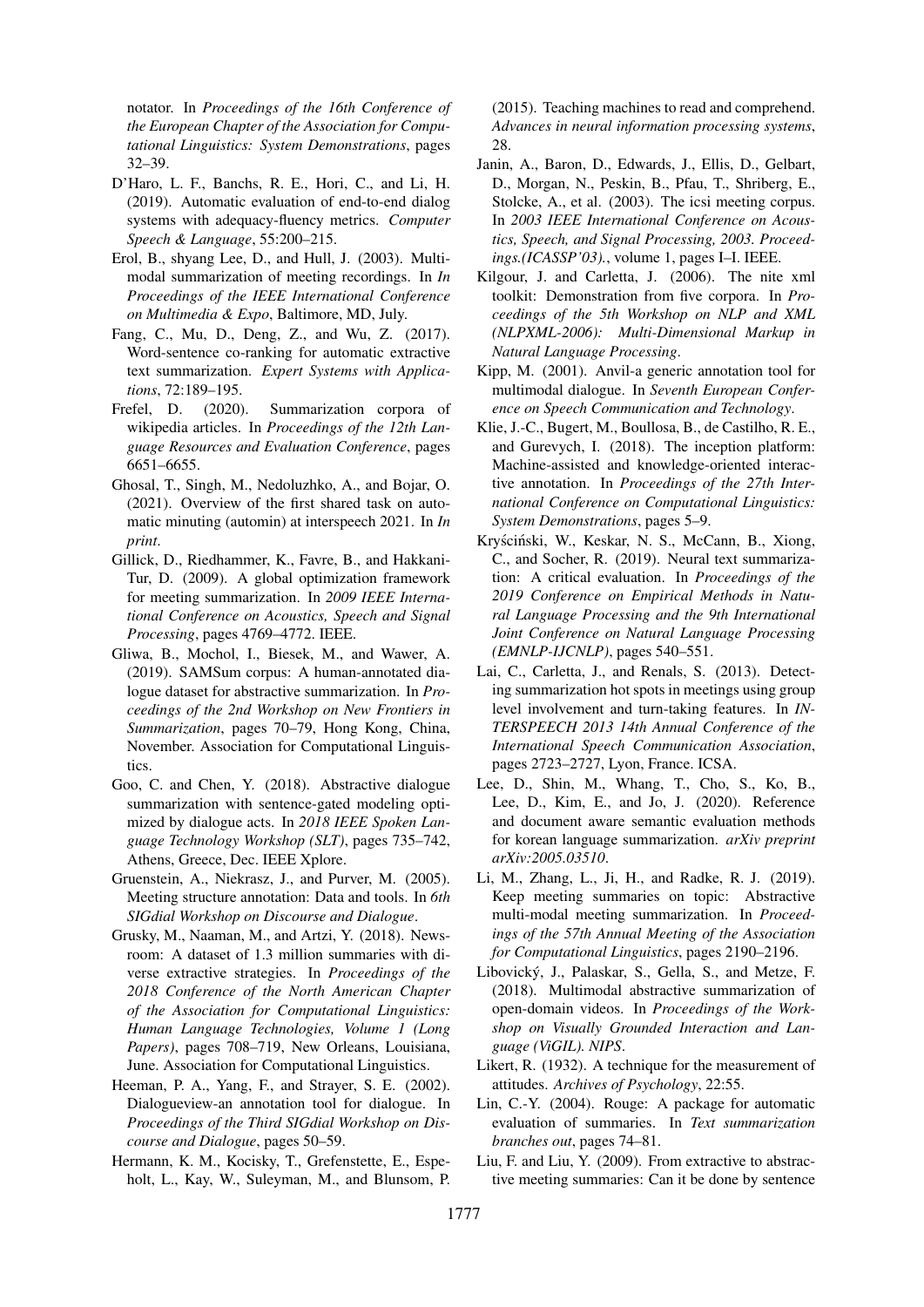notator. In *Proceedings of the 16th Conference of the European Chapter of the Association for Computational Linguistics: System Demonstrations*, pages 32–39.

D'Haro, L. F., Banchs, R. E., Hori, C., and Li, H. (2019). Automatic evaluation of end-to-end dialog systems with adequacy-fluency metrics. *Computer Speech & Language*, 55:200–215.

Erol, B., shyang Lee, D., and Hull, J. (2003). Multimodal summarization of meeting recordings. In *In Proceedings of the IEEE International Conference on Multimedia & Expo*, Baltimore, MD, July.

Fang, C., Mu, D., Deng, Z., and Wu, Z. (2017). Word-sentence co-ranking for automatic extractive text summarization. *Expert Systems with Applications*, 72:189–195.

Frefel, D. (2020). Summarization corpora of wikipedia articles. In *Proceedings of the 12th Language Resources and Evaluation Conference*, pages 6651–6655.

Ghosal, T., Singh, M., Nedoluzhko, A., and Bojar, O. (2021). Overview of the first shared task on automatic minuting (automin) at interspeech 2021. In *In print*.

Gillick, D., Riedhammer, K., Favre, B., and Hakkani-Tur, D. (2009). A global optimization framework for meeting summarization. In *2009 IEEE International Conference on Acoustics, Speech and Signal Processing*, pages 4769–4772. IEEE.

Gliwa, B., Mochol, I., Biesek, M., and Wawer, A. (2019). SAMSum corpus: A human-annotated dialogue dataset for abstractive summarization. In *Proceedings of the 2nd Workshop on New Frontiers in Summarization*, pages 70–79, Hong Kong, China, November. Association for Computational Linguistics.

Goo, C. and Chen, Y. (2018). Abstractive dialogue summarization with sentence-gated modeling optimized by dialogue acts. In *2018 IEEE Spoken Language Technology Workshop (SLT)*, pages 735–742, Athens, Greece, Dec. IEEE Xplore.

Gruenstein, A., Niekrasz, J., and Purver, M. (2005). Meeting structure annotation: Data and tools. In *6th SIGdial Workshop on Discourse and Dialogue*.

Grusky, M., Naaman, M., and Artzi, Y. (2018). Newsroom: A dataset of 1.3 million summaries with diverse extractive strategies. In *Proceedings of the 2018 Conference of the North American Chapter of the Association for Computational Linguistics: Human Language Technologies, Volume 1 (Long Papers)*, pages 708–719, New Orleans, Louisiana, June. Association for Computational Linguistics.

Heeman, P. A., Yang, F., and Strayer, S. E. (2002). Dialogueview-an annotation tool for dialogue. In *Proceedings of the Third SIGdial Workshop on Discourse and Dialogue*, pages 50–59.

Hermann, K. M., Kocisky, T., Grefenstette, E., Espeholt, L., Kay, W., Suleyman, M., and Blunsom, P. (2015). Teaching machines to read and comprehend. *Advances in neural information processing systems*, 28.

Janin, A., Baron, D., Edwards, J., Ellis, D., Gelbart, D., Morgan, N., Peskin, B., Pfau, T., Shriberg, E., Stolcke, A., et al. (2003). The icsi meeting corpus. In *2003 IEEE International Conference on Acoustics, Speech, and Signal Processing, 2003. Proceedings.(ICASSP'03).*, volume 1, pages I–I. IEEE.

Kilgour, J. and Carletta, J. (2006). The nite xml toolkit: Demonstration from five corpora. In *Proceedings of the 5th Workshop on NLP and XML (NLPXML-2006): Multi-Dimensional Markup in Natural Language Processing*.

Kipp, M. (2001). Anvil-a generic annotation tool for multimodal dialogue. In *Seventh European Conference on Speech Communication and Technology*.

Klie, J.-C., Bugert, M., Boullosa, B., de Castilho, R. E., and Gurevych, I. (2018). The inception platform: Machine-assisted and knowledge-oriented interactive annotation. In *Proceedings of the 27th International Conference on Computational Linguistics: System Demonstrations*, pages 5–9.

Kryściński, W., Keskar, N. S., McCann, B., Xiong, C., and Socher, R. (2019). Neural text summarization: A critical evaluation. In *Proceedings of the 2019 Conference on Empirical Methods in Natural Language Processing and the 9th International Joint Conference on Natural Language Processing (EMNLP-IJCNLP)*, pages 540–551.

Lai, C., Carletta, J., and Renals, S. (2013). Detecting summarization hot spots in meetings using group level involvement and turn-taking features. In *INTERSPEECH 2013 14th Annual Conference of the International Speech Communication Association*, pages 2723–2727, Lyon, France. ICSA.

Lee, D., Shin, M., Whang, T., Cho, S., Ko, B., Lee, D., Kim, E., and Jo, J. (2020). Reference and document aware semantic evaluation methods for korean language summarization. *arXiv preprint arXiv:2005.03510*.

Li, M., Zhang, L., Ji, H., and Radke, R. J. (2019). Keep meeting summaries on topic: Abstractive multi-modal meeting summarization. In *Proceedings of the 57th Annual Meeting of the Association for Computational Linguistics*, pages 2190–2196.

Libovický, J., Palaskar, S., Gella, S., and Metze, F. (2018). Multimodal abstractive summarization of open-domain videos. In *Proceedings of the Workshop on Visually Grounded Interaction and Language (ViGIL). NIPS*.

Likert, R. (1932). A technique for the measurement of attitudes. *Archives of Psychology*, 22:55.

Lin, C.-Y. (2004). Rouge: A package for automatic evaluation of summaries. In *Text summarization branches out*, pages 74–81.

Liu, F. and Liu, Y. (2009). From extractive to abstractive meeting summaries: Can it be done by sentence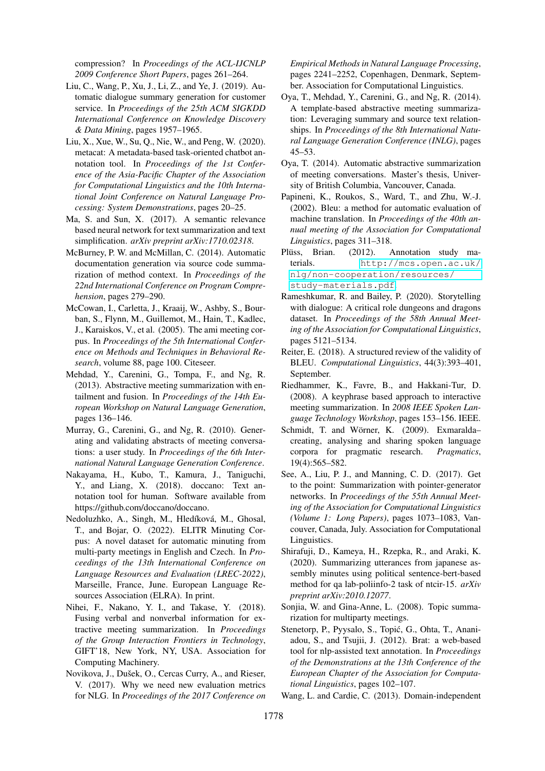compression? In *Proceedings of the ACL-IJCNLP 2009 Conference Short Papers*, pages 261–264.

Liu, C., Wang, P., Xu, J., Li, Z., and Ye, J. (2019). Automatic dialogue summary generation for customer service. In *Proceedings of the 25th ACM SIGKDD International Conference on Knowledge Discovery & Data Mining*, pages 1957–1965.

Liu, X., Xue, W., Su, Q., Nie, W., and Peng, W. (2020). metacat: A metadata-based task-oriented chatbot annotation tool. In *Proceedings of the 1st Conference of the Asia-Pacific Chapter of the Association for Computational Linguistics and the 10th International Joint Conference on Natural Language Processing: System Demonstrations*, pages 20–25.

Ma, S. and Sun, X. (2017). A semantic relevance based neural network for text summarization and text simplification. *arXiv preprint arXiv:1710.02318*.

McBurney, P. W. and McMillan, C. (2014). Automatic documentation generation via source code summarization of method context. In *Proceedings of the 22nd International Conference on Program Comprehension*, pages 279–290.

McCowan, I., Carletta, J., Kraaij, W., Ashby, S., Bourban, S., Flynn, M., Guillemot, M., Hain, T., Kadlec, J., Karaiskos, V., et al. (2005). The ami meeting corpus. In *Proceedings of the 5th International Conference on Methods and Techniques in Behavioral Research*, volume 88, page 100. Citeseer.

Mehdad, Y., Carenini, G., Tompa, F., and Ng, R. (2013). Abstractive meeting summarization with entailment and fusion. In *Proceedings of the 14th European Workshop on Natural Language Generation*, pages 136–146.

Murray, G., Carenini, G., and Ng, R. (2010). Generating and validating abstracts of meeting conversations: a user study. In *Proceedings of the 6th International Natural Language Generation Conference*.

Nakayama, H., Kubo, T., Kamura, J., Taniguchi, Y., and Liang, X. (2018). doccano: Text annotation tool for human. Software available from https://github.com/doccano/doccano.

Nedoluzhko, A., Singh, M., Hledíková, M., Ghosal, T., and Bojar, O. (2022). ELITR Minuting Corpus: A novel dataset for automatic minuting from multi-party meetings in English and Czech. In *Proceedings of the 13th International Conference on Language Resources and Evaluation (LREC-2022)*, Marseille, France, June. European Language Resources Association (ELRA). In print.

Nihei, F., Nakano, Y. I., and Takase, Y. (2018). Fusing verbal and nonverbal information for extractive meeting summarization. In *Proceedings of the Group Interaction Frontiers in Technology*, GIFT'18, New York, NY, USA. Association for Computing Machinery.

Novikova, J., Dušek, O., Cercas Curry, A., and Rieser, V. (2017). Why we need new evaluation metrics for NLG. In *Proceedings of the 2017 Conference on Empirical Methods in Natural Language Processing*, pages 2241–2252, Copenhagen, Denmark, September. Association for Computational Linguistics.

Oya, T., Mehdad, Y., Carenini, G., and Ng, R. (2014). A template-based abstractive meeting summarization: Leveraging summary and source text relationships. In *Proceedings of the 8th International Natural Language Generation Conference (INLG)*, pages 45–53.

Oya, T. (2014). Automatic abstractive summarization of meeting conversations. Master's thesis, University of British Columbia, Vancouver, Canada.

Papineni, K., Roukos, S., Ward, T., and Zhu, W.-J. (2002). Bleu: a method for automatic evaluation of machine translation. In *Proceedings of the 40th annual meeting of the Association for Computational Linguistics*, pages 311–318.

Plüss, Brian. (2012). Annotation study materials. http://mcs.open.ac.uk/nlg/non-cooperation/resources/study-materials.pdf.

Rameshkumar, R. and Bailey, P. (2020). Storytelling with dialogue: A critical role dungeons and dragons dataset. In *Proceedings of the 58th Annual Meeting of the Association for Computational Linguistics*, pages 5121–5134.

Reiter, E. (2018). A structured review of the validity of BLEU. *Computational Linguistics*, 44(3):393–401, September.

Riedhammer, K., Favre, B., and Hakkani-Tur, D. (2008). A keyphrase based approach to interactive meeting summarization. In *2008 IEEE Spoken Language Technology Workshop*, pages 153–156. IEEE.

Schmidt, T. and Wörner, K. (2009). Exmaralda–creating, analysing and sharing spoken language corpora for pragmatic research. *Pragmatics*, 19(4):565–582.

See, A., Liu, P. J., and Manning, C. D. (2017). Get to the point: Summarization with pointer-generator networks. In *Proceedings of the 55th Annual Meeting of the Association for Computational Linguistics (Volume 1: Long Papers)*, pages 1073–1083, Vancouver, Canada, July. Association for Computational Linguistics.

Shirafuji, D., Kameya, H., Rzepka, R., and Araki, K. (2020). Summarizing utterances from japanese assembly minutes using political sentence-bert-based method for qa lab-poliinfo-2 task of ntcir-15. *arXiv preprint arXiv:2010.12077*.

Sonjia, W. and Gina-Anne, L. (2008). Topic summarization for multiparty meetings.

Stenetorp, P., Pyysalo, S., Topić, G., Ohta, T., Ananiadou, S., and Tsujii, J. (2012). Brat: a web-based tool for nlp-assisted text annotation. In *Proceedings of the Demonstrations at the 13th Conference of the European Chapter of the Association for Computational Linguistics*, pages 102–107.

Wang, L. and Cardie, C. (2013). Domain-independent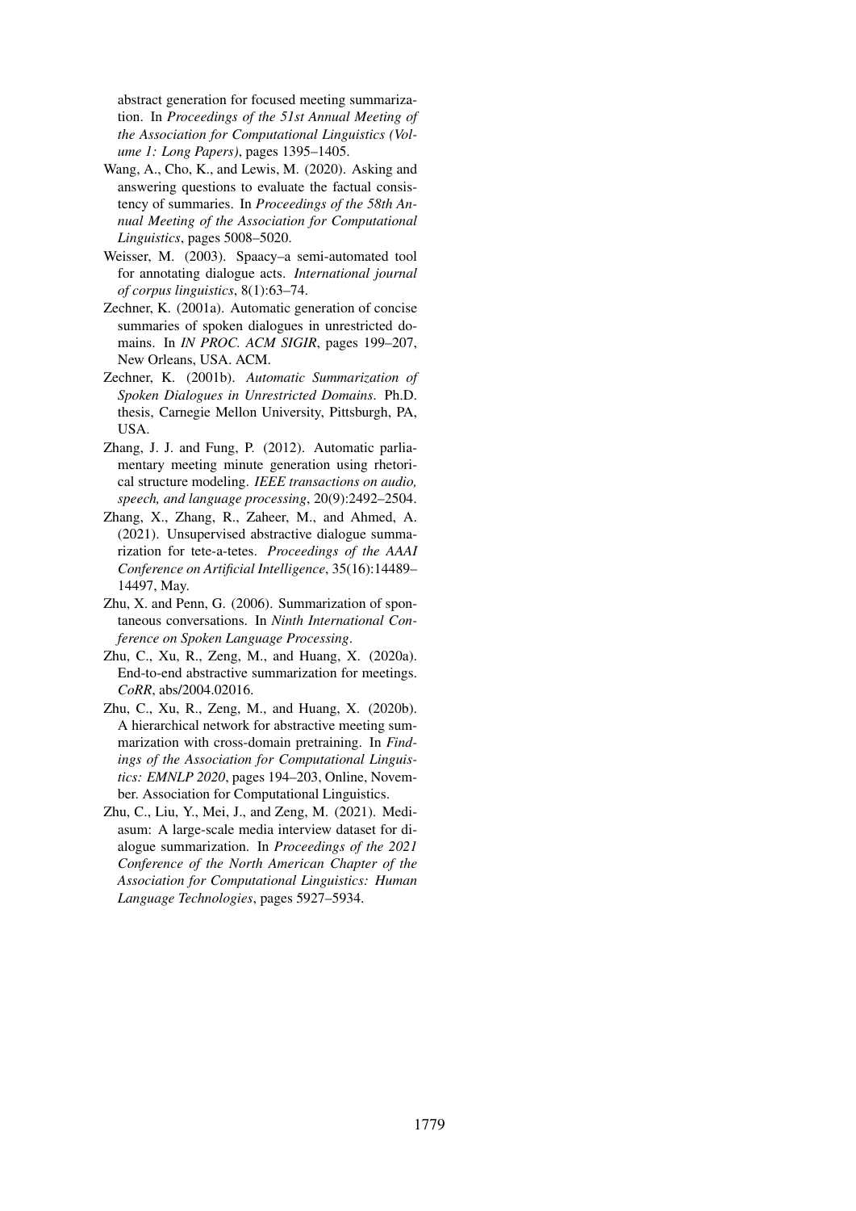abstract generation for focused meeting summarization. In *Proceedings of the 51st Annual Meeting of the Association for Computational Linguistics (Volume 1: Long Papers)*, pages 1395–1405.

Wang, A., Cho, K., and Lewis, M. (2020). Asking and answering questions to evaluate the factual consistency of summaries. In *Proceedings of the 58th Annual Meeting of the Association for Computational Linguistics*, pages 5008–5020.

Weisser, M. (2003). Spaacy–a semi-automated tool for annotating dialogue acts. *International journal of corpus linguistics*, 8(1):63–74.

Zechner, K. (2001a). Automatic generation of concise summaries of spoken dialogues in unrestricted domains. In *IN PROC. ACM SIGIR*, pages 199–207, New Orleans, USA. ACM.

Zechner, K. (2001b). *Automatic Summarization of Spoken Dialogues in Unrestricted Domains*. Ph.D. thesis, Carnegie Mellon University, Pittsburgh, PA, USA.

Zhang, J. J. and Fung, P. (2012). Automatic parliamentary meeting minute generation using rhetorical structure modeling. *IEEE transactions on audio, speech, and language processing*, 20(9):2492–2504.

Zhang, X., Zhang, R., Zaheer, M., and Ahmed, A. (2021). Unsupervised abstractive dialogue summarization for tete-a-tetes. *Proceedings of the AAAI Conference on Artificial Intelligence*, 35(16):14489–14497, May.

Zhu, X. and Penn, G. (2006). Summarization of spontaneous conversations. In *Ninth International Conference on Spoken Language Processing*.

Zhu, C., Xu, R., Zeng, M., and Huang, X. (2020a). End-to-end abstractive summarization for meetings. *CoRR*, abs/2004.02016.

Zhu, C., Xu, R., Zeng, M., and Huang, X. (2020b). A hierarchical network for abstractive meeting summarization with cross-domain pretraining. In *Findings of the Association for Computational Linguistics: EMNLP 2020*, pages 194–203, Online, November. Association for Computational Linguistics.

Zhu, C., Liu, Y., Mei, J., and Zeng, M. (2021). Mediasum: A large-scale media interview dataset for dialogue summarization. In *Proceedings of the 2021 Conference of the North American Chapter of the Association for Computational Linguistics: Human Language Technologies*, pages 5927–5934.